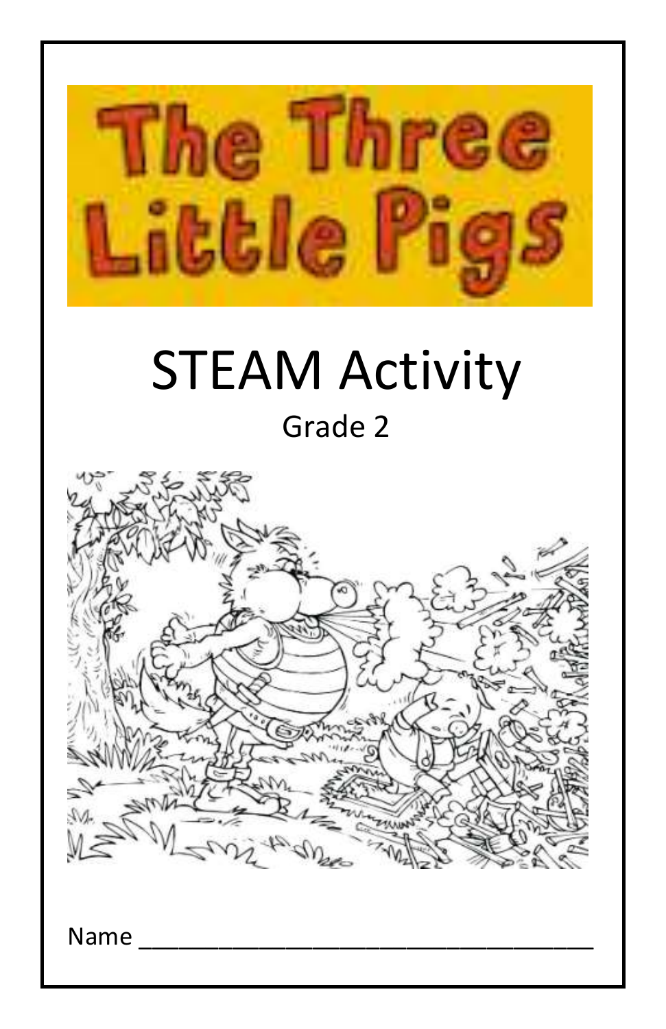# The Three Little Pigs

## STEAM Activity

Grade 2

Name ___________________________________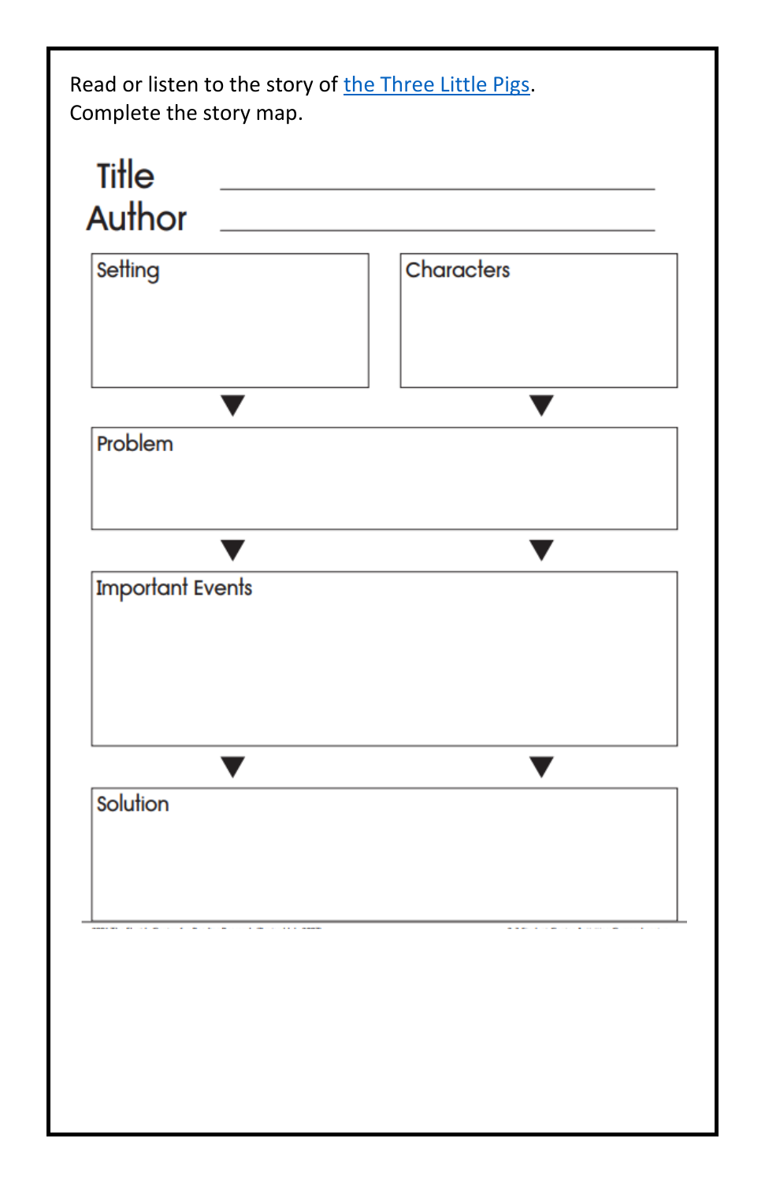Read or listen to the story of [the Three Little Pigs](#).
Complete the story map.

**Title** ______________________________

**Author** ______________________________

**Setting**

**Characters**

**Problem**

**Important Events**

**Solution**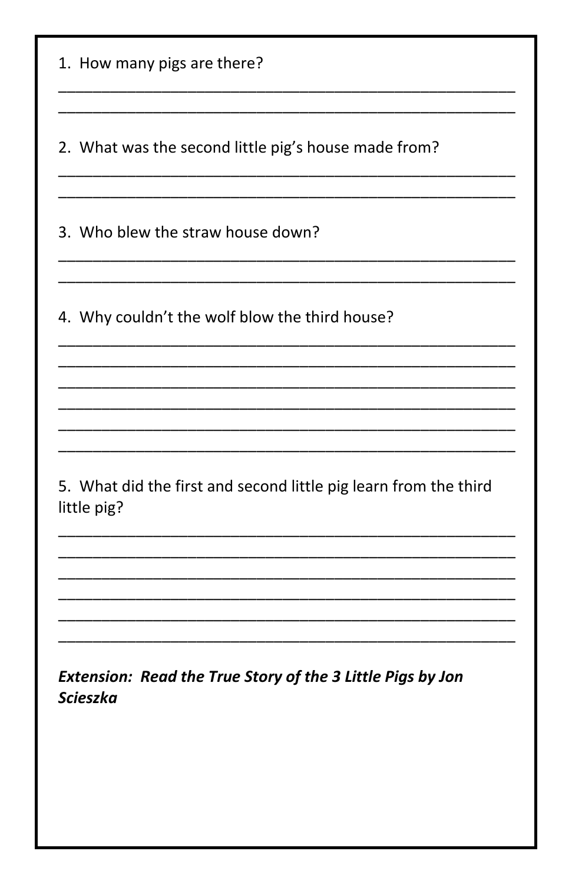1. How many pigs are there?

_______________________________________________________
_______________________________________________________

2. What was the second little pig's house made from?

_______________________________________________________
_______________________________________________________

3. Who blew the straw house down?

_______________________________________________________
_______________________________________________________

4. Why couldn't the wolf blow the third house?

_______________________________________________________
_______________________________________________________
_______________________________________________________
_______________________________________________________
_______________________________________________________
_______________________________________________________

5. What did the first and second little pig learn from the third little pig?

_______________________________________________________
_______________________________________________________
_______________________________________________________
_______________________________________________________
_______________________________________________________
_______________________________________________________

***Extension: Read the True Story of the 3 Little Pigs by Jon Scieszka***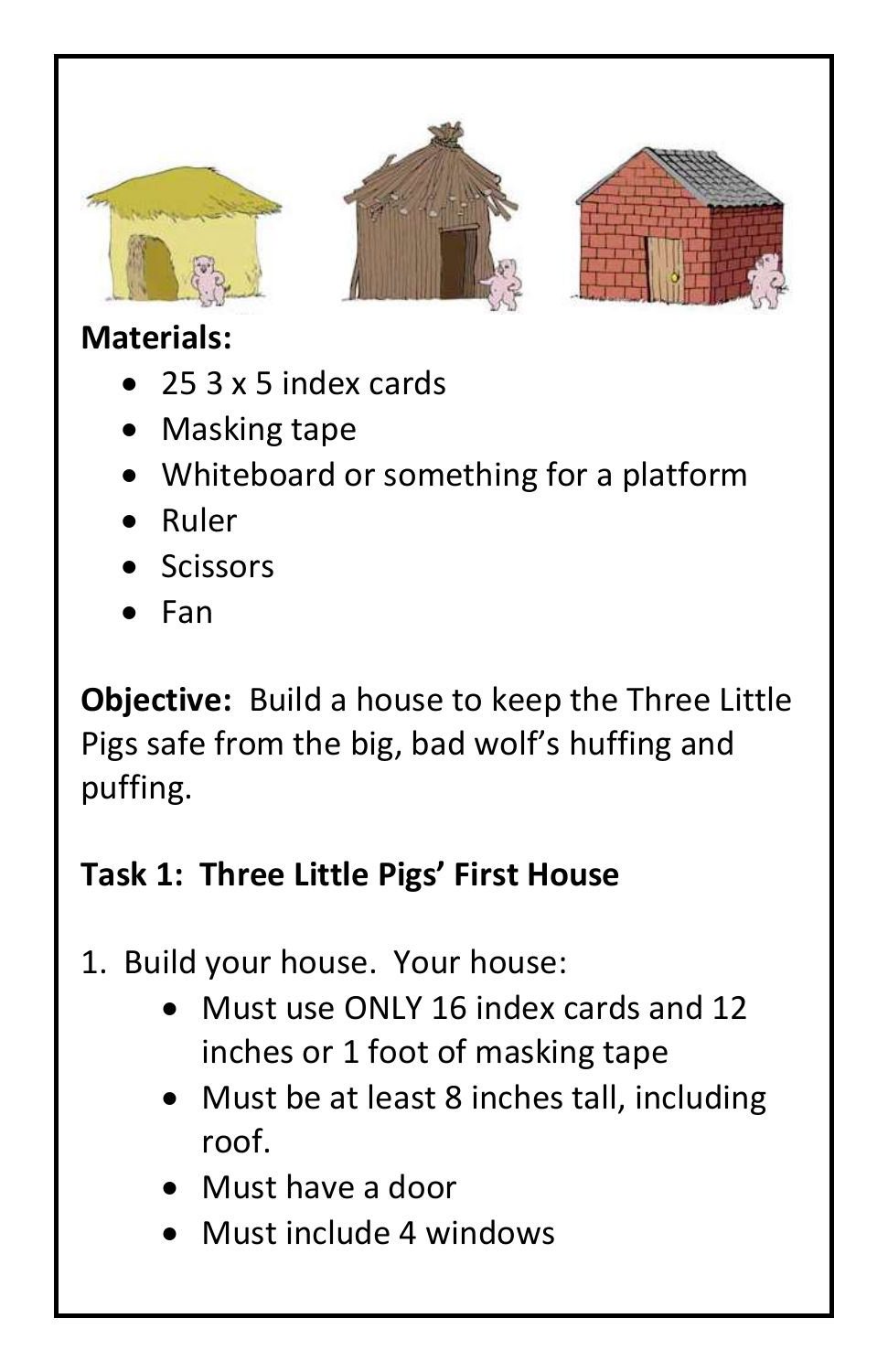**Materials:**

- 25 3 x 5 index cards
- Masking tape
- Whiteboard or something for a platform
- Ruler
- Scissors
- Fan

**Objective:** Build a house to keep the Three Little Pigs safe from the big, bad wolf's huffing and puffing.

**Task 1: Three Little Pigs' First House**

1. Build your house. Your house:
    - Must use ONLY 16 index cards and 12 inches or 1 foot of masking tape
    - Must be at least 8 inches tall, including roof.
    - Must have a door
    - Must include 4 windows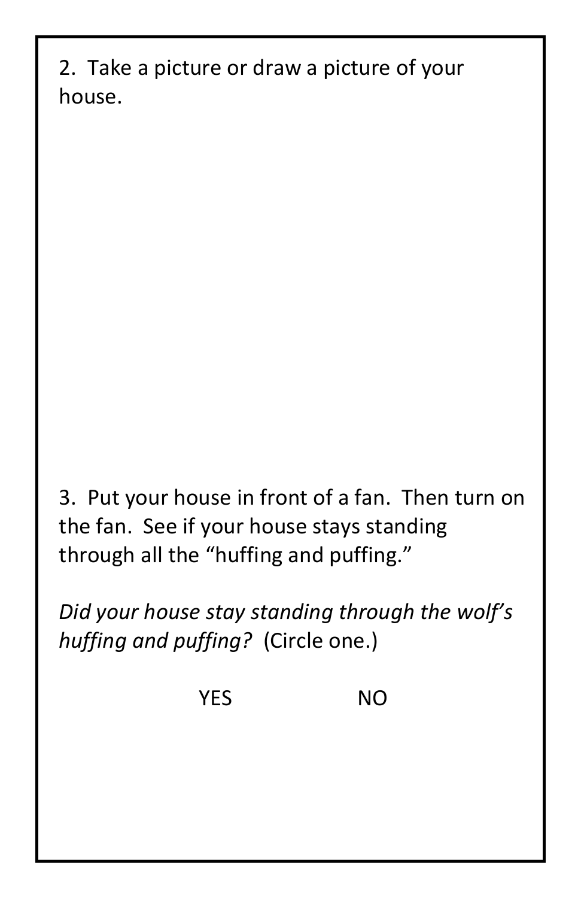2. Take a picture or draw a picture of your house.

3. Put your house in front of a fan. Then turn on the fan. See if your house stays standing through all the "huffing and puffing."

*Did your house stay standing through the wolf's huffing and puffing?* (Circle one.)

YES NO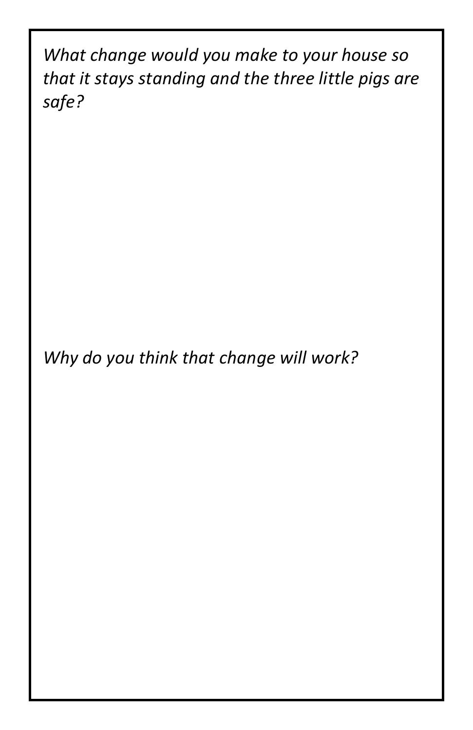*What change would you make to your house so that it stays standing and the three little pigs are safe?*

*Why do you think that change will work?*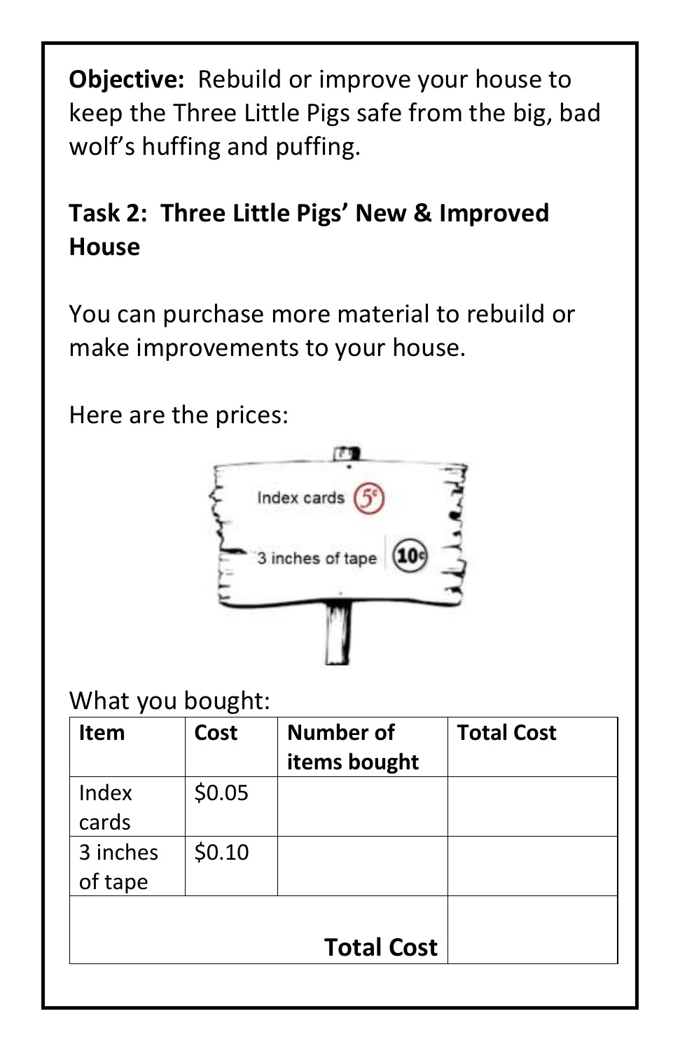**Objective:** Rebuild or improve your house to keep the Three Little Pigs safe from the big, bad wolf's huffing and puffing.

**Task 2: Three Little Pigs' New & Improved House**

You can purchase more material to rebuild or make improvements to your house.

Here are the prices:

Index cards 5¢

3 inches of tape 10¢

What you bought:

| Item | Cost | Number of items bought | Total Cost |
|---|---|---|---|
| Index cards | $0.05 | | |
| 3 inches of tape | $0.10 | | |
| | | **Total Cost** | |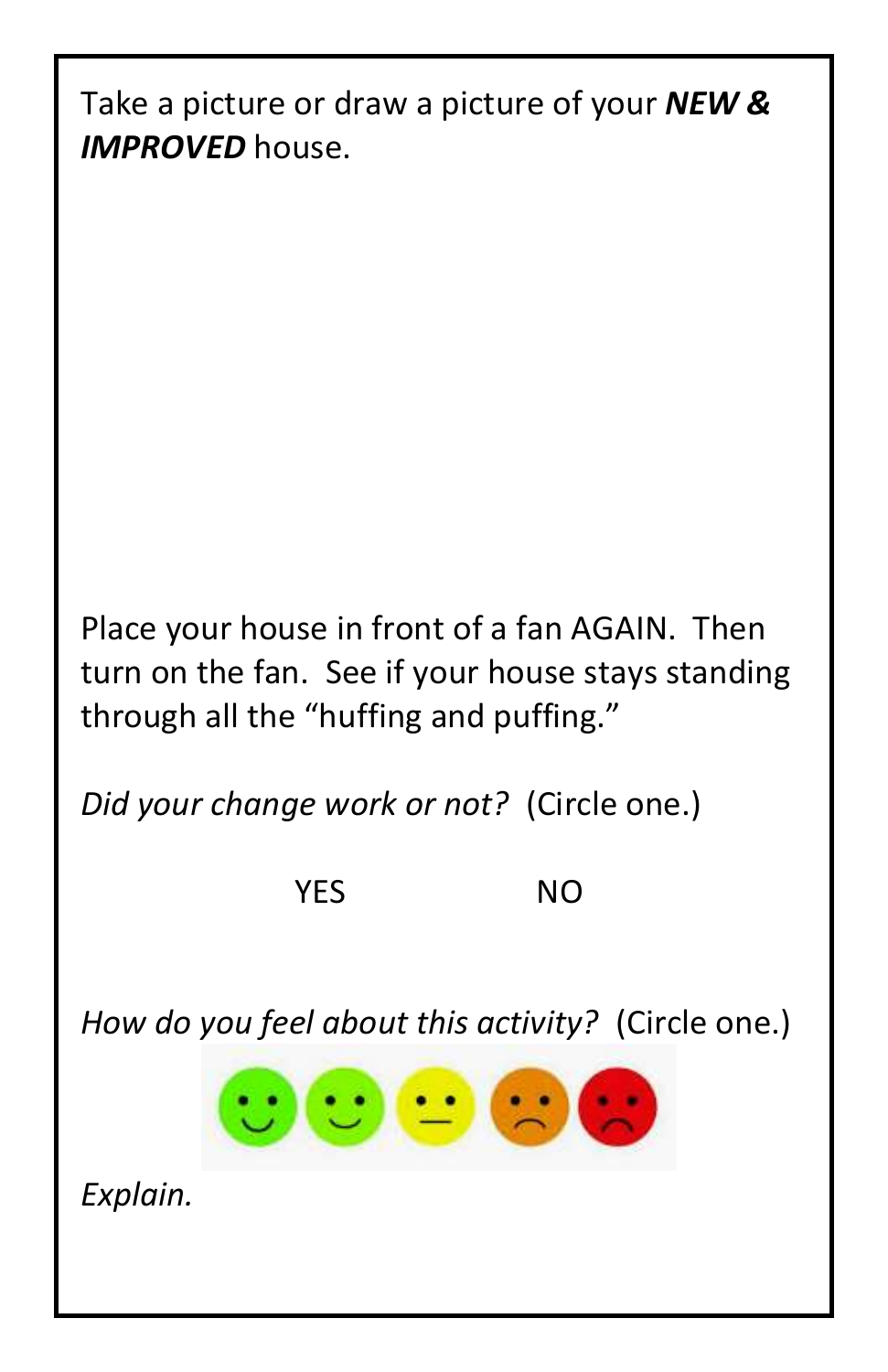Take a picture or draw a picture of your ***NEW & IMPROVED*** house.

Place your house in front of a fan AGAIN. Then turn on the fan. See if your house stays standing through all the "huffing and puffing."

*Did your change work or not?* (Circle one.)

YES NO

*How do you feel about this activity?* (Circle one.)

*Explain.*